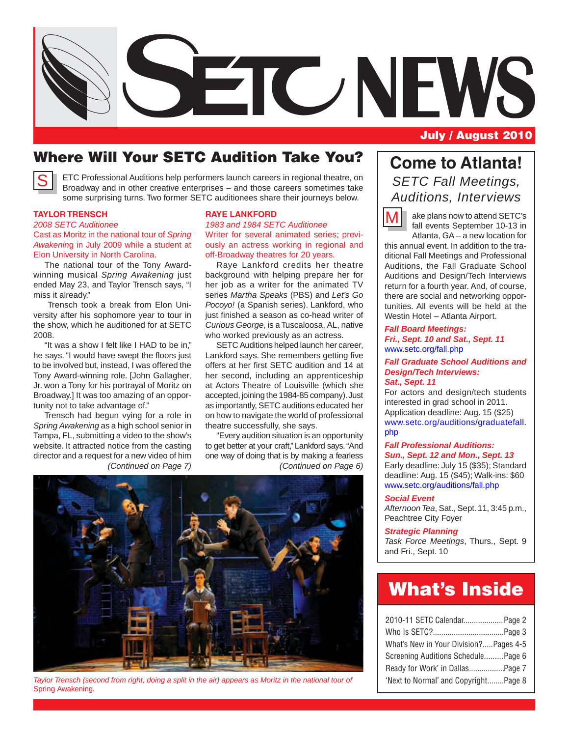# SETC NEWS

**July / August 2010**

## Where Will Your SETC Audition Take You?

SETC Professional Auditions help performers launch careers in regional theatre, on Broadway and in other creative enterprises – and those careers sometimes take some surprising turns. Two former SETC auditionees share their journeys below.

### TAYLOR TRENSCH

*2008 SETC Auditionee*

Cast as Moritz in the national tour of *Spring Awakening* in July 2009 while a student at Elon University in North Carolina.

The national tour of the Tony Award-winning musical *Spring Awakening* just ended May 23, and Taylor Trensch says, "I miss it already."

Trensch took a break from Elon University after his sophomore year to tour in the show, which he auditioned for at SETC 2008.

"It was a show I felt like I HAD to be in," he says. "I would have swept the floors just to be involved but, instead, I was offered the Tony Award-winning role. [John Gallagher, Jr. won a Tony for his portrayal of Moritz on Broadway.] It was too amazing of an opportunity not to take advantage of."

Trensch had begun vying for a role in *Spring Awakening* as a high school senior in Tampa, FL, submitting a video to the show's website. It attracted notice from the casting director and a request for a new video of him

*(Continued on Page 7)*

### RAYE LANKFORD

*1983 and 1984 SETC Auditionee*

Writer for several animated series; previously an actress working in regional and off-Broadway theatres for 20 years.

Raye Lankford credits her theatre background with helping prepare her for her job as a writer for the animated TV series *Martha Speaks* (PBS) and *Let's Go Pocoyo!* (a Spanish series). Lankford, who just finished a season as co-head writer of *Curious George*, is a Tuscaloosa, AL, native who worked previously as an actress.

SETC Auditions helped launch her career, Lankford says. She remembers getting five offers at her first SETC audition and 14 at her second, including an apprenticeship at Actors Theatre of Louisville (which she accepted, joining the 1984-85 company). Just as importantly, SETC auditions educated her on how to navigate the world of professional theatre successfully, she says.

"Every audition situation is an opportunity to get better at your craft," Lankford says. "And one way of doing that is by making a fearless

*(Continued on Page 6)*

*Taylor Trensch (second from right, doing a split in the air) appears as Moritz in the national tour of Spring Awakening.*

## Come to Atlanta!

### *SETC Fall Meetings, Auditions, Interviews*

Make plans now to attend SETC's fall events September 10-13 in Atlanta, GA – a new location for this annual event. In addition to the traditional Fall Meetings and Professional Auditions, the Fall Graduate School Auditions and Design/Tech Interviews return for a fourth year. And, of course, there are social and networking opportunities. All events will be held at the Westin Hotel – Atlanta Airport.

***Fall Board Meetings:***
***Fri., Sept. 10 and Sat., Sept. 11***
www.setc.org/fall.php

***Fall Graduate School Auditions and Design/Tech Interviews:***
***Sat., Sept. 11***
For actors and design/tech students interested in grad school in 2011.
Application deadline: Aug. 15 ($25)
www.setc.org/auditions/graduatefall.php

***Fall Professional Auditions:***
***Sun., Sept. 12 and Mon., Sept. 13***
Early deadline: July 15 ($35); Standard deadline: Aug. 15 ($45); Walk-ins: $60
www.setc.org/auditions/fall.php

***Social Event***
*Afternoon Tea*, Sat., Sept. 11, 3:45 p.m., Peachtree City Foyer

***Strategic Planning***
*Task Force Meetings*, Thurs., Sept. 9 and Fri., Sept. 10

## What's Inside

- 2010-11 SETC Calendar.................. Page 2
- Who Is SETC?................................. Page 3
- What's New in Your Division?.....Pages 4-5
- Screening Auditions Schedule.........Page 6
- Ready for Work' in Dallas.................Page 7
- 'Next to Normal' and Copyright........Page 8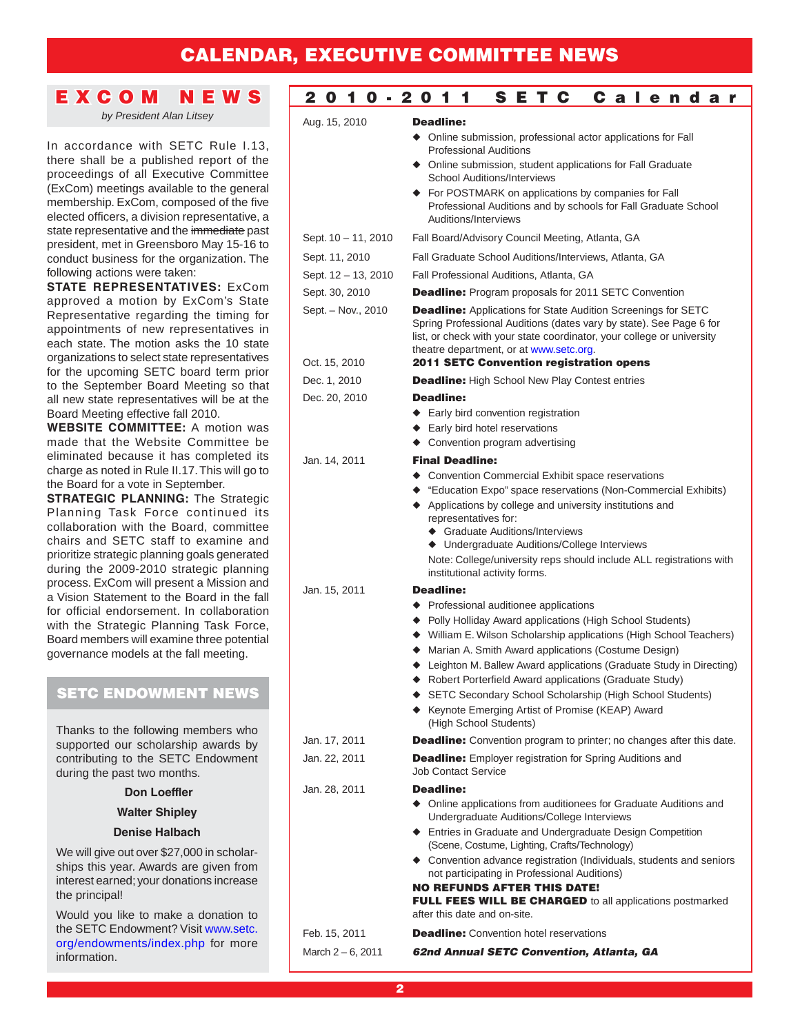# CALENDAR, EXECUTIVE COMMITTEE NEWS

## EXCOM NEWS

*by President Alan Litsey*

In accordance with SETC Rule I.13, there shall be a published report of the proceedings of all Executive Committee (ExCom) meetings available to the general membership. ExCom, composed of the five elected officers, a division representative, a state representative and the ~~immediate~~ past president, met in Greensboro May 15-16 to conduct business for the organization. The following actions were taken:

**STATE REPRESENTATIVES:** ExCom approved a motion by ExCom's State Representative regarding the timing for appointments of new representatives in each state. The motion asks the 10 state organizations to select state representatives for the upcoming SETC board term prior to the September Board Meeting so that all new state representatives will be at the Board Meeting effective fall 2010.

**WEBSITE COMMITTEE:** A motion was made that the Website Committee be eliminated because it has completed its charge as noted in Rule II.17. This will go to the Board for a vote in September.

**STRATEGIC PLANNING:** The Strategic Planning Task Force continued its collaboration with the Board, committee chairs and SETC staff to examine and prioritize strategic planning goals generated during the 2009-2010 strategic planning process. ExCom will present a Mission and a Vision Statement to the Board in the fall for official endorsement. In collaboration with the Strategic Planning Task Force, Board members will examine three potential governance models at the fall meeting.

## SETC ENDOWMENT NEWS

Thanks to the following members who supported our scholarship awards by contributing to the SETC Endowment during the past two months.

**Don Loeffler**

**Walter Shipley**

**Denise Halbach**

We will give out over $27,000 in scholarships this year. Awards are given from interest earned; your donations increase the principal!

Would you like to make a donation to the SETC Endowment? Visit www.setc.org/endowments/index.php for more information.

## 2010-2011 SETC Calendar

**Aug. 15, 2010** — **Deadline:**
- Online submission, professional actor applications for Fall Professional Auditions
- Online submission, student applications for Fall Graduate School Auditions/Interviews
- For POSTMARK on applications by companies for Fall Professional Auditions and by schools for Fall Graduate School Auditions/Interviews

**Sept. 10 – 11, 2010** — Fall Board/Advisory Council Meeting, Atlanta, GA

**Sept. 11, 2010** — Fall Graduate School Auditions/Interviews, Atlanta, GA

**Sept. 12 – 13, 2010** — Fall Professional Auditions, Atlanta, GA

**Sept. 30, 2010** — **Deadline:** Program proposals for 2011 SETC Convention

**Sept. – Nov., 2010** — **Deadline:** Applications for State Audition Screenings for SETC Spring Professional Auditions (dates vary by state). See Page 6 for list, or check with your state coordinator, your college or university theatre department, or at www.setc.org.

**Oct. 15, 2010** — **2011 SETC Convention registration opens**

**Dec. 1, 2010** — **Deadline:** High School New Play Contest entries

**Dec. 20, 2010** — **Deadline:**
- Early bird convention registration
- Early bird hotel reservations
- Convention program advertising

**Jan. 14, 2011** — **Final Deadline:**
- Convention Commercial Exhibit space reservations
- "Education Expo" space reservations (Non-Commercial Exhibits)
- Applications by college and university institutions and representatives for:
  - Graduate Auditions/Interviews
  - Undergraduate Auditions/College Interviews

  Note: College/university reps should include ALL registrations with institutional activity forms.

**Jan. 15, 2011** — **Deadline:**
- Professional auditionee applications
- Polly Holliday Award applications (High School Students)
- William E. Wilson Scholarship applications (High School Teachers)
- Marian A. Smith Award applications (Costume Design)
- Leighton M. Ballew Award applications (Graduate Study in Directing)
- Robert Porterfield Award applications (Graduate Study)
- SETC Secondary School Scholarship (High School Students)
- Keynote Emerging Artist of Promise (KEAP) Award (High School Students)

**Jan. 17, 2011** — **Deadline:** Convention program to printer; no changes after this date.

**Jan. 22, 2011** — **Deadline:** Employer registration for Spring Auditions and Job Contact Service

**Jan. 28, 2011** — **Deadline:**
- Online applications from auditionees for Graduate Auditions and Undergraduate Auditions/College Interviews
- Entries in Graduate and Undergraduate Design Competition (Scene, Costume, Lighting, Crafts/Technology)
- Convention advance registration (Individuals, students and seniors not participating in Professional Auditions)

**NO REFUNDS AFTER THIS DATE!**
**FULL FEES WILL BE CHARGED** to all applications postmarked after this date and on-site.

**Feb. 15, 2011** — **Deadline:** Convention hotel reservations

**March 2 – 6, 2011** — ***62nd Annual SETC Convention, Atlanta, GA***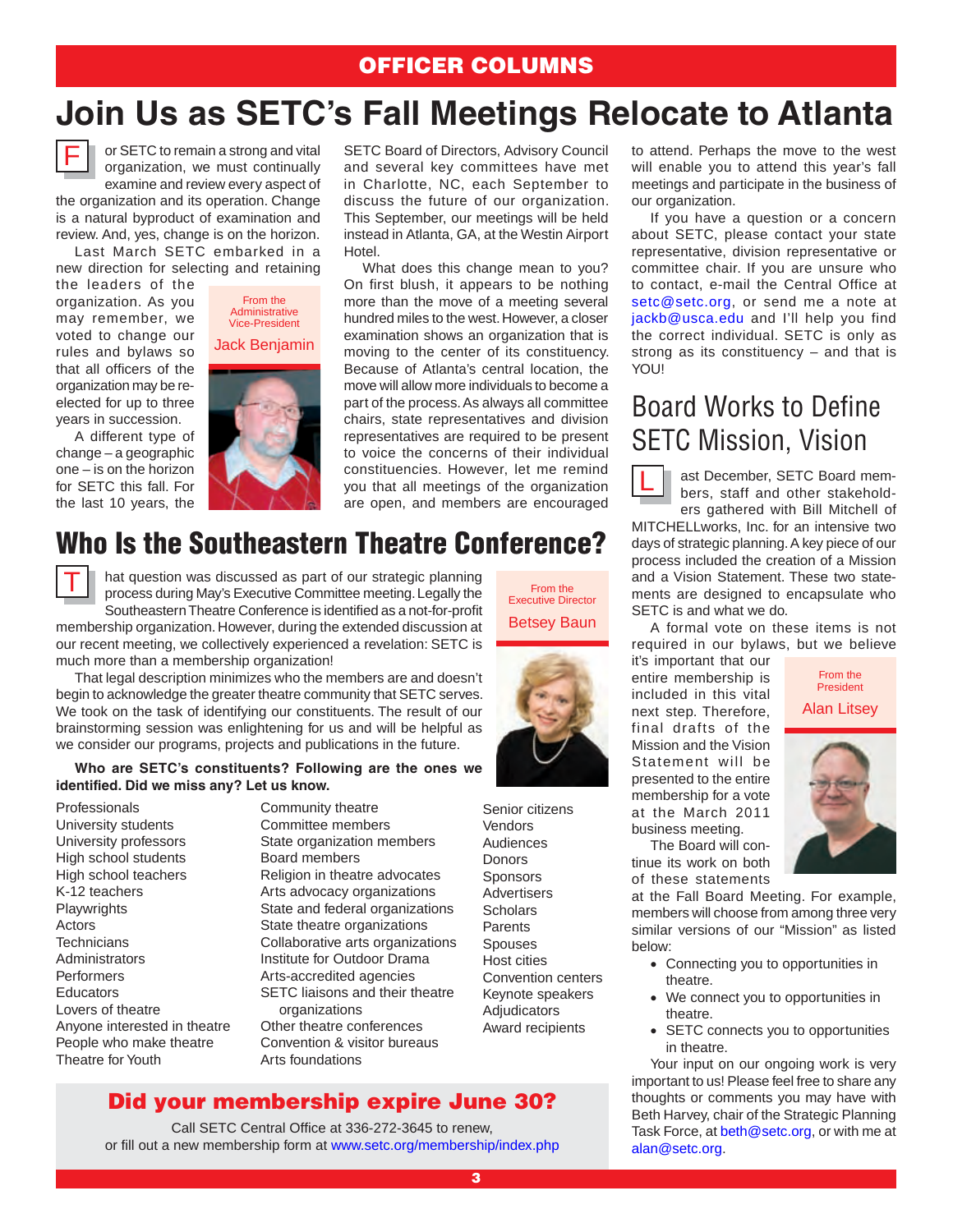# OFFICER COLUMNS

## Join Us as SETC's Fall Meetings Relocate to Atlanta

From the Administrative Vice-President
**Jack Benjamin**

For SETC to remain a strong and vital organization, we must continually examine and review every aspect of the organization and its operation. Change is a natural byproduct of examination and review. And, yes, change is on the horizon.

Last March SETC embarked in a new direction for selecting and retaining the leaders of the organization. As you may remember, we voted to change our rules and bylaws so that all officers of the organization may be re-elected for up to three years in succession.

A different type of change – a geographic one – is on the horizon for SETC this fall. For the last 10 years, the SETC Board of Directors, Advisory Council and several key committees have met in Charlotte, NC, each September to discuss the future of our organization. This September, our meetings will be held instead in Atlanta, GA, at the Westin Airport Hotel.

What does this change mean to you? On first blush, it appears to be nothing more than the move of a meeting several hundred miles to the west. However, a closer examination shows an organization that is moving to the center of its constituency. Because of Atlanta's central location, the move will allow more individuals to become a part of the process. As always all committee chairs, state representatives and division representatives are required to be present to voice the concerns of their individual constituencies. However, let me remind you that all meetings of the organization are open, and members are encouraged to attend. Perhaps the move to the west will enable you to attend this year's fall meetings and participate in the business of our organization.

If you have a question or a concern about SETC, please contact your state representative, division representative or committee chair. If you are unsure who to contact, e-mail the Central Office at setc@setc.org, or send me a note at jackb@usca.edu and I'll help you find the correct individual. SETC is only as strong as its constituency – and that is YOU!

## Who Is the Southeastern Theatre Conference?

From the Executive Director
**Betsey Baun**

That question was discussed as part of our strategic planning process during May's Executive Committee meeting. Legally the Southeastern Theatre Conference is identified as a not-for-profit membership organization. However, during the extended discussion at our recent meeting, we collectively experienced a revelation: SETC is much more than a membership organization!

That legal description minimizes who the members are and doesn't begin to acknowledge the greater theatre community that SETC serves. We took on the task of identifying our constituents. The result of our brainstorming session was enlightening for us and will be helpful as we consider our programs, projects and publications in the future.

**Who are SETC's constituents? Following are the ones we identified. Did we miss any? Let us know.**

- Professionals
- University students
- University professors
- High school students
- High school teachers
- K-12 teachers
- Playwrights
- Actors
- Technicians
- Administrators
- Performers
- Educators
- Lovers of theatre
- Anyone interested in theatre
- People who make theatre
- Theatre for Youth
- Community theatre
- Committee members
- State organization members
- Board members
- Religion in theatre advocates
- Arts advocacy organizations
- State and federal organizations
- State theatre organizations
- Collaborative arts organizations
- Institute for Outdoor Drama
- Arts-accredited agencies
- SETC liaisons and their theatre organizations
- Other theatre conferences
- Convention & visitor bureaus
- Arts foundations
- Senior citizens
- Vendors
- Audiences
- Donors
- Sponsors
- Advertisers
- Scholars
- Parents
- Spouses
- Host cities
- Convention centers
- Keynote speakers
- Adjudicators
- Award recipients

## Board Works to Define SETC Mission, Vision

From the President
**Alan Litsey**

Last December, SETC Board members, staff and other stakeholders gathered with Bill Mitchell of MITCHELLworks, Inc. for an intensive two days of strategic planning. A key piece of our process included the creation of a Mission and a Vision Statement. These two statements are designed to encapsulate who SETC is and what we do.

A formal vote on these items is not required in our bylaws, but we believe it's important that our entire membership is included in this vital next step. Therefore, final drafts of the Mission and the Vision Statement will be presented to the entire membership for a vote at the March 2011 business meeting.

The Board will continue its work on both of these statements at the Fall Board Meeting. For example, members will choose from among three very similar versions of our "Mission" as listed below:

- Connecting you to opportunities in theatre.
- We connect you to opportunities in theatre.
- SETC connects you to opportunities in theatre.

Your input on our ongoing work is very important to us! Please feel free to share any thoughts or comments you may have with Beth Harvey, chair of the Strategic Planning Task Force, at beth@setc.org, or with me at alan@setc.org.

---

**Did your membership expire June 30?**

Call SETC Central Office at 336-272-3645 to renew, or fill out a new membership form at www.setc.org/membership/index.php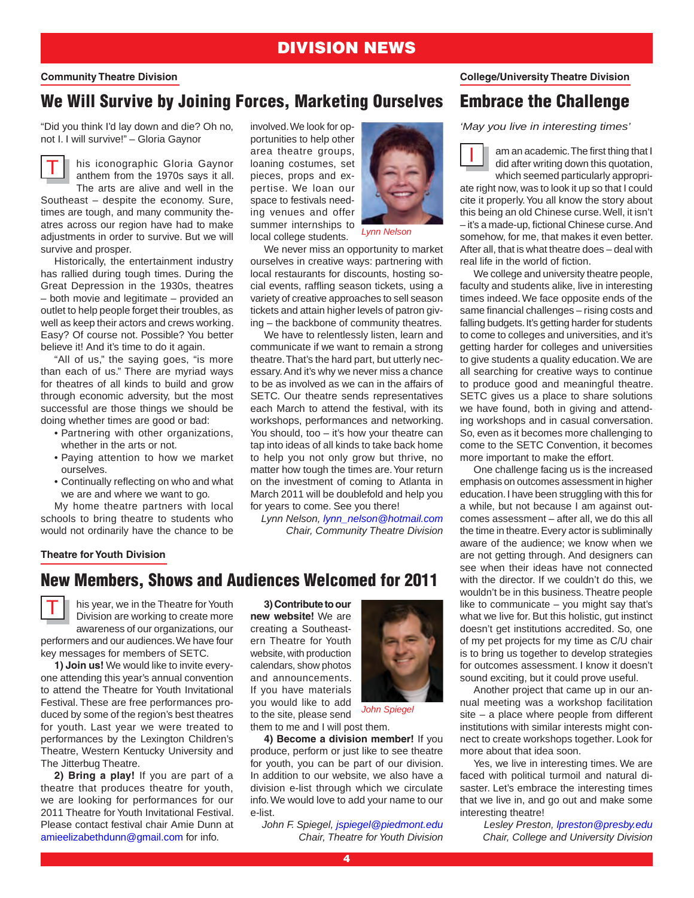# DIVISION NEWS

**Community Theatre Division**

## We Will Survive by Joining Forces, Marketing Ourselves

"Did you think I'd lay down and die? Oh no, not I. I will survive!" – Gloria Gaynor

This iconographic Gloria Gaynor anthem from the 1970s says it all. The arts are alive and well in the Southeast – despite the economy. Sure, times are tough, and many community theatres across our region have had to make adjustments in order to survive. But we will survive and prosper.

Historically, the entertainment industry has rallied during tough times. During the Great Depression in the 1930s, theatres – both movie and legitimate – provided an outlet to help people forget their troubles, as well as keep their actors and crews working. Easy? Of course not. Possible? You better believe it! And it's time to do it again.

"All of us," the saying goes, "is more than each of us." There are myriad ways for theatres of all kinds to build and grow through economic adversity, but the most successful are those things we should be doing whether times are good or bad:

- Partnering with other organizations, whether in the arts or not.
- Paying attention to how we market ourselves.
- Continually reflecting on who and what we are and where we want to go.

My home theatre partners with local schools to bring theatre to students who would not ordinarily have the chance to be involved. We look for opportunities to help other area theatre groups, loaning costumes, set pieces, props and expertise. We loan our space to festivals needing venues and offer summer internships to local college students.

*Lynn Nelson*

We never miss an opportunity to market ourselves in creative ways: partnering with local restaurants for discounts, hosting social events, raffling season tickets, using a variety of creative approaches to sell season tickets and attain higher levels of patron giving – the backbone of community theatres.

We have to relentlessly listen, learn and communicate if we want to remain a strong theatre. That's the hard part, but utterly necessary. And it's why we never miss a chance to be as involved as we can in the affairs of SETC. Our theatre sends representatives each March to attend the festival, with its workshops, performances and networking. You should, too – it's how your theatre can tap into ideas of all kinds to take back home to help you not only grow but thrive, no matter how tough the times are. Your return on the investment of coming to Atlanta in March 2011 will be doublefold and help you for years to come. See you there!

*Lynn Nelson, lynn_nelson@hotmail.com*
*Chair, Community Theatre Division*

**Theatre for Youth Division**

## New Members, Shows and Audiences Welcomed for 2011

This year, we in the Theatre for Youth Division are working to create more awareness of our organizations, our performers and our audiences. We have four key messages for members of SETC.

**1) Join us!** We would like to invite everyone attending this year's annual convention to attend the Theatre for Youth Invitational Festival. These are free performances produced by some of the region's best theatres for youth. Last year we were treated to performances by the Lexington Children's Theatre, Western Kentucky University and The Jitterbug Theatre.

**2) Bring a play!** If you are part of a theatre that produces theatre for youth, we are looking for performances for our 2011 Theatre for Youth Invitational Festival. Please contact festival chair Amie Dunn at amieelizabethdunn@gmail.com for info.

**3) Contribute to our new website!** We are creating a Southeastern Theatre for Youth website, with production calendars, show photos and announcements. If you have materials you would like to add to the site, please send them to me and I will post them.

*John Spiegel*

**4) Become a division member!** If you produce, perform or just like to see theatre for youth, you can be part of our division. In addition to our website, we also have a division e-list through which we circulate info. We would love to add your name to our e-list.

*John F. Spiegel, jspiegel@piedmont.edu*
*Chair, Theatre for Youth Division*

**College/University Theatre Division**

## Embrace the Challenge

*'May you live in interesting times'*

I am an academic. The first thing that I did after writing down this quotation, which seemed particularly appropriate right now, was to look it up so that I could cite it properly. You all know the story about this being an old Chinese curse. Well, it isn't – it's a made-up, fictional Chinese curse. And somehow, for me, that makes it even better. After all, that is what theatre does – deal with real life in the world of fiction.

We college and university theatre people, faculty and students alike, live in interesting times indeed. We face opposite ends of the same financial challenges – rising costs and falling budgets. It's getting harder for students to come to colleges and universities, and it's getting harder for colleges and universities to give students a quality education. We are all searching for creative ways to continue to produce good and meaningful theatre. SETC gives us a place to share solutions we have found, both in giving and attending workshops and in casual conversation. So, even as it becomes more challenging to come to the SETC Convention, it becomes more important to make the effort.

One challenge facing us is the increased emphasis on outcomes assessment in higher education. I have been struggling with this for a while, but not because I am against outcomes assessment – after all, we do this all the time in theatre. Every actor is subliminally aware of the audience; we know when we are not getting through. And designers can see when their ideas have not connected with the director. If we couldn't do this, we wouldn't be in this business. Theatre people like to communicate – you might say that's what we live for. But this holistic, gut instinct doesn't get institutions accredited. So, one of my pet projects for my time as C/U chair is to bring us together to develop strategies for outcomes assessment. I know it doesn't sound exciting, but it could prove useful.

Another project that came up in our annual meeting was a workshop facilitation site – a place where people from different institutions with similar interests might connect to create workshops together. Look for more about that idea soon.

Yes, we live in interesting times. We are faced with political turmoil and natural disaster. Let's embrace the interesting times that we live in, and go out and make some interesting theatre!

*Lesley Preston, lpreston@presby.edu*
*Chair, College and University Division*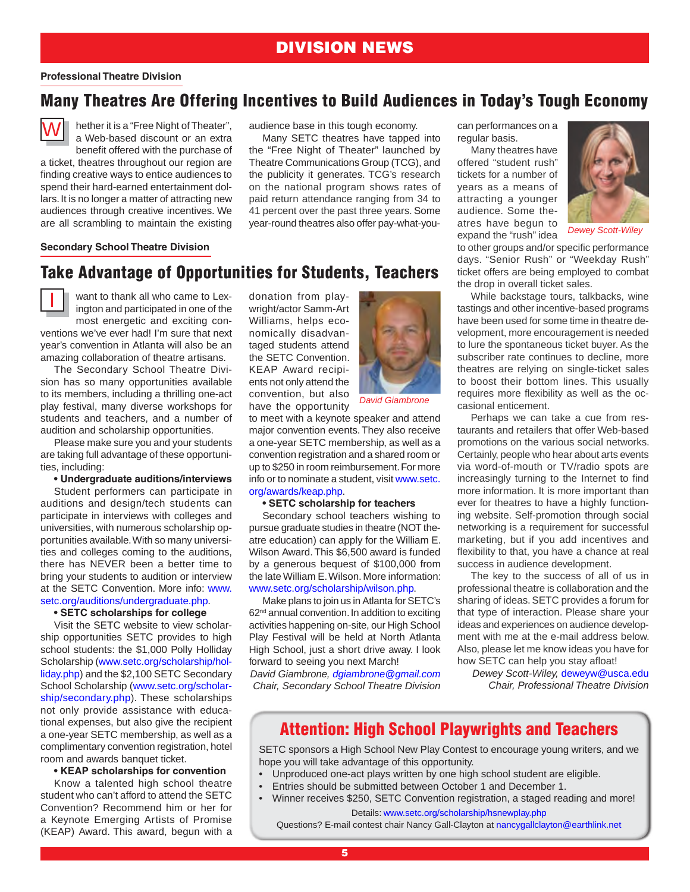# DIVISION NEWS

**Professional Theatre Division**

## Many Theatres Are Offering Incentives to Build Audiences in Today's Tough Economy

Whether it is a "Free Night of Theater", a Web-based discount or an extra benefit offered with the purchase of a ticket, theatres throughout our region are finding creative ways to entice audiences to spend their hard-earned entertainment dollars. It is no longer a matter of attracting new audiences through creative incentives. We are all scrambling to maintain the existing audience base in this tough economy.

Many SETC theatres have tapped into the "Free Night of Theater" launched by Theatre Communications Group (TCG), and the publicity it generates. TCG's research on the national program shows rates of paid return attendance ranging from 34 to 41 percent over the past three years. Some year-round theatres also offer pay-what-you-can performances on a regular basis.

*Dewey Scott-Wiley*

Many theatres have offered "student rush" tickets for a number of years as a means of attracting a younger audience. Some theatres have begun to expand the "rush" idea to other groups and/or specific performance days. "Senior Rush" or "Weekday Rush" ticket offers are being employed to combat the drop in overall ticket sales.

While backstage tours, talkbacks, wine tastings and other incentive-based programs have been used for some time in theatre development, more encouragement is needed to lure the spontaneous ticket buyer. As the subscriber rate continues to decline, more theatres are relying on single-ticket sales to boost their bottom lines. This usually requires more flexibility as well as the occasional enticement.

Perhaps we can take a cue from restaurants and retailers that offer Web-based promotions on the various social networks. Certainly, people who hear about arts events via word-of-mouth or TV/radio spots are increasingly turning to the Internet to find more information. It is more important than ever for theatres to have a highly functioning website. Self-promotion through social networking is a requirement for successful marketing, but if you add incentives and flexibility to that, you have a chance at real success in audience development.

The key to the success of all of us in professional theatre is collaboration and the sharing of ideas. SETC provides a forum for that type of interaction. Please share your ideas and experiences on audience development with me at the e-mail address below. Also, please let me know ideas you have for how SETC can help you stay afloat!

*Dewey Scott-Wiley, deweyw@usca.edu*
*Chair, Professional Theatre Division*

**Secondary School Theatre Division**

## Take Advantage of Opportunities for Students, Teachers

I want to thank all who came to Lexington and participated in one of the most energetic and exciting conventions we've ever had! I'm sure that next year's convention in Atlanta will also be an amazing collaboration of theatre artisans.

The Secondary School Theatre Division has so many opportunities available to its members, including a thrilling one-act play festival, many diverse workshops for students and teachers, and a number of audition and scholarship opportunities.

Please make sure you and your students are taking full advantage of these opportunities, including:

**• Undergraduate auditions/interviews**

Student performers can participate in auditions and design/tech students can participate in interviews with colleges and universities, with numerous scholarship opportunities available. With so many universities and colleges coming to the auditions, there has NEVER been a better time to bring your students to audition or interview at the SETC Convention. More info: www.setc.org/auditions/undergraduate.php.

**• SETC scholarships for college**

Visit the SETC website to view scholarship opportunities SETC provides to high school students: the $1,000 Polly Holliday Scholarship (www.setc.org/scholarship/holliday.php) and the $2,100 SETC Secondary School Scholarship (www.setc.org/scholarship/secondary.php). These scholarships not only provide assistance with educational expenses, but also give the recipient a one-year SETC membership, as well as a complimentary convention registration, hotel room and awards banquet ticket.

**• KEAP scholarships for convention**

Know a talented high school theatre student who can't afford to attend the SETC Convention? Recommend him or her for a Keynote Emerging Artists of Promise (KEAP) Award. This award, begun with a donation from playwright/actor Samm-Art Williams, helps economically disadvantaged students attend the SETC Convention. KEAP Award recipients not only attend the convention, but also have the opportunity to meet with a keynote speaker and attend major convention events. They also receive a one-year SETC membership, as well as a convention registration and a shared room or up to $250 in room reimbursement. For more info or to nominate a student, visit www.setc.org/awards/keap.php.

*David Giambrone*

**• SETC scholarship for teachers**

Secondary school teachers wishing to pursue graduate studies in theatre (NOT theatre education) can apply for the William E. Wilson Award. This $6,500 award is funded by a generous bequest of $100,000 from the late William E. Wilson. More information: www.setc.org/scholarship/wilson.php.

Make plans to join us in Atlanta for SETC's 62nd annual convention. In addition to exciting activities happening on-site, our High School Play Festival will be held at North Atlanta High School, just a short drive away. I look forward to seeing you next March!

*David Giambrone, dgiambrone@gmail.com*
*Chair, Secondary School Theatre Division*

## Attention: High School Playwrights and Teachers

SETC sponsors a High School New Play Contest to encourage young writers, and we hope you will take advantage of this opportunity.

- Unproduced one-act plays written by one high school student are eligible.
- Entries should be submitted between October 1 and December 1.
- Winner receives $250, SETC Convention registration, a staged reading and more!

Details: www.setc.org/scholarship/hsnewplay.php

Questions? E-mail contest chair Nancy Gall-Clayton at nancygallclayton@earthlink.net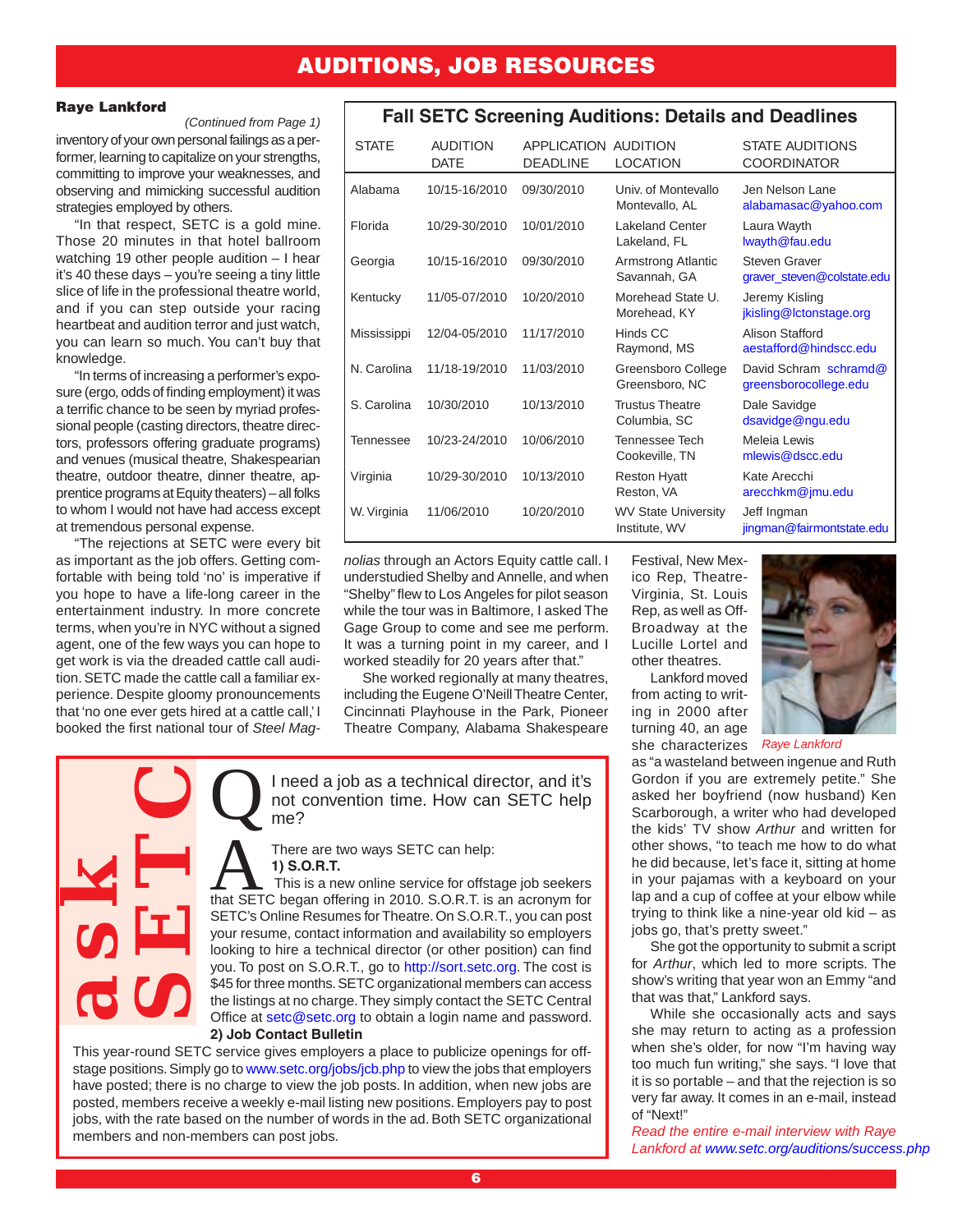# AUDITIONS, JOB RESOURCES

## Raye Lankford

*(Continued from Page 1)*

inventory of your own personal failings as a performer, learning to capitalize on your strengths, committing to improve your weaknesses, and observing and mimicking successful audition strategies employed by others.

"In that respect, SETC is a gold mine. Those 20 minutes in that hotel ballroom watching 19 other people audition – I hear it's 40 these days – you're seeing a tiny little slice of life in the professional theatre world, and if you can step outside your racing heartbeat and audition terror and just watch, you can learn so much. You can't buy that knowledge.

"In terms of increasing a performer's exposure (ergo, odds of finding employment) it was a terrific chance to be seen by myriad professional people (casting directors, theatre directors, professors offering graduate programs) and venues (musical theatre, Shakespearian theatre, outdoor theatre, dinner theatre, apprentice programs at Equity theaters) – all folks to whom I would not have had access except at tremendous personal expense.

"The rejections at SETC were every bit as important as the job offers. Getting comfortable with being told 'no' is imperative if you hope to have a life-long career in the entertainment industry. In more concrete terms, when you're in NYC without a signed agent, one of the few ways you can hope to get work is via the dreaded cattle call audition. SETC made the cattle call a familiar experience. Despite gloomy pronouncements that 'no one ever gets hired at a cattle call,' I booked the first national tour of *Steel Magnolias* through an Actors Equity cattle call. I understudied Shelby and Annelle, and when "Shelby" flew to Los Angeles for pilot season while the tour was in Baltimore, I asked The Gage Group to come and see me perform. It was a turning point in my career, and I worked steadily for 20 years after that."

She worked regionally at many theatres, including the Eugene O'Neill Theatre Center, Cincinnati Playhouse in the Park, Pioneer Theatre Company, Alabama Shakespeare Festival, New Mexico Rep, Theatre-Virginia, St. Louis Rep, as well as Off-Broadway at the Lucille Lortel and other theatres.

Lankford moved from acting to writing in 2000 after turning 40, an age she characterizes as "a wasteland between ingenue and Ruth Gordon if you are extremely petite." She asked her boyfriend (now husband) Ken Scarborough, a writer who had developed the kids' TV show *Arthur* and written for other shows, "to teach me how to do what he did because, let's face it, sitting at home in your pajamas with a keyboard on your lap and a cup of coffee at your elbow while trying to think like a nine-year old kid – as jobs go, that's pretty sweet."

*Raye Lankford*

She got the opportunity to submit a script for *Arthur*, which led to more scripts. The show's writing that year won an Emmy "and that was that," Lankford says.

While she occasionally acts and says she may return to acting as a profession when she's older, for now "I'm having way too much fun writing," she says. "I love that it is so portable – and that the rejection is so very far away. It comes in an e-mail, instead of "Next!"

*Read the entire e-mail interview with Raye Lankford at www.setc.org/auditions/success.php*

## Fall SETC Screening Auditions: Details and Deadlines

| STATE | AUDITION DATE | APPLICATION DEADLINE | AUDITION LOCATION | STATE AUDITIONS COORDINATOR |
|---|---|---|---|---|
| Alabama | 10/15-16/2010 | 09/30/2010 | Univ. of Montevallo Montevallo, AL | Jen Nelson Lane alabamasac@yahoo.com |
| Florida | 10/29-30/2010 | 10/01/2010 | Lakeland Center Lakeland, FL | Laura Wayth lwayth@fau.edu |
| Georgia | 10/15-16/2010 | 09/30/2010 | Armstrong Atlantic Savannah, GA | Steven Graver graver_steven@colstate.edu |
| Kentucky | 11/05-07/2010 | 10/20/2010 | Morehead State U. Morehead, KY | Jeremy Kisling jkisling@lctonstage.org |
| Mississippi | 12/04-05/2010 | 11/17/2010 | Hinds CC Raymond, MS | Alison Stafford aestafford@hindscc.edu |
| N. Carolina | 11/18-19/2010 | 11/03/2010 | Greensboro College Greensboro, NC | David Schram schramd@greensborocollege.edu |
| S. Carolina | 10/30/2010 | 10/13/2010 | Trustus Theatre Columbia, SC | Dale Savidge dsavidge@ngu.edu |
| Tennessee | 10/23-24/2010 | 10/06/2010 | Tennessee Tech Cookeville, TN | Meleia Lewis mlewis@dscc.edu |
| Virginia | 10/29-30/2010 | 10/13/2010 | Reston Hyatt Reston, VA | Kate Arecchi arecchkm@jmu.edu |
| W. Virginia | 11/06/2010 | 10/20/2010 | WV State University Institute, WV | Jeff Ingman jingman@fairmontstate.edu |

## ask SETC

**Q** I need a job as a technical director, and it's not convention time. How can SETC help me?

**A** There are two ways SETC can help:

**1) S.O.R.T.**

This is a new online service for offstage job seekers that SETC began offering in 2010. S.O.R.T. is an acronym for SETC's Online Resumes for Theatre. On S.O.R.T., you can post your resume, contact information and availability so employers looking to hire a technical director (or other position) can find you. To post on S.O.R.T., go to http://sort.setc.org. The cost is $45 for three months. SETC organizational members can access the listings at no charge. They simply contact the SETC Central Office at setc@setc.org to obtain a login name and password.

**2) Job Contact Bulletin**

This year-round SETC service gives employers a place to publicize openings for offstage positions. Simply go to www.setc.org/jobs/jcb.php to view the jobs that employers have posted; there is no charge to view the job posts. In addition, when new jobs are posted, members receive a weekly e-mail listing new positions. Employers pay to post jobs, with the rate based on the number of words in the ad. Both SETC organizational members and non-members can post jobs.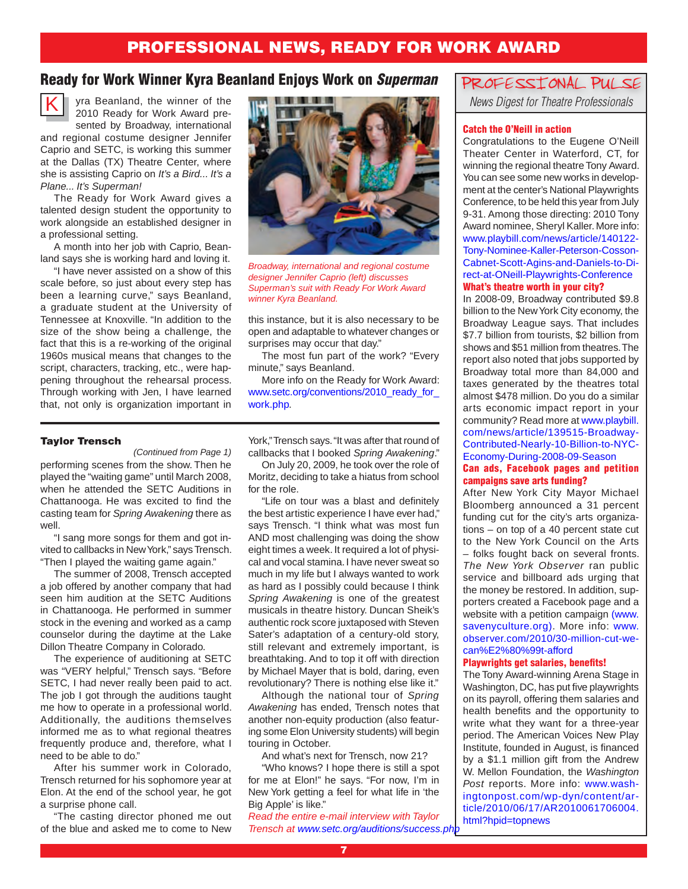# PROFESSIONAL NEWS, READY FOR WORK AWARD

## Ready for Work Winner Kyra Beanland Enjoys Work on *Superman*

Kyra Beanland, the winner of the 2010 Ready for Work Award presented by Broadway, international and regional costume designer Jennifer Caprio and SETC, is working this summer at the Dallas (TX) Theatre Center, where she is assisting Caprio on *It's a Bird... It's a Plane... It's Superman!*

The Ready for Work Award gives a talented design student the opportunity to work alongside an established designer in a professional setting.

A month into her job with Caprio, Beanland says she is working hard and loving it.

"I have never assisted on a show of this scale before, so just about every step has been a learning curve," says Beanland, a graduate student at the University of Tennessee at Knoxville. "In addition to the size of the show being a challenge, the fact that this is a re-working of the original 1960s musical means that changes to the script, characters, tracking, etc., were happening throughout the rehearsal process. Through working with Jen, I have learned that, not only is organization important in this instance, but it is also necessary to be open and adaptable to whatever changes or surprises may occur that day."

*Broadway, international and regional costume designer Jennifer Caprio (left) discusses Superman's suit with Ready For Work Award winner Kyra Beanland.*

The most fun part of the work? "Every minute," says Beanland.

More info on the Ready for Work Award: www.setc.org/conventions/2010_ready_for_work.php.

---

### Taylor Trensch

*(Continued from Page 1)*

performing scenes from the show. Then he played the "waiting game" until March 2008, when he attended the SETC Auditions in Chattanooga. He was excited to find the casting team for *Spring Awakening* there as well.

"I sang more songs for them and got invited to callbacks in New York," says Trensch. "Then I played the waiting game again."

The summer of 2008, Trensch accepted a job offered by another company that had seen him audition at the SETC Auditions in Chattanooga. He performed in summer stock in the evening and worked as a camp counselor during the daytime at the Lake Dillon Theatre Company in Colorado.

The experience of auditioning at SETC was "VERY helpful," Trensch says. "Before SETC, I had never really been paid to act. The job I got through the auditions taught me how to operate in a professional world. Additionally, the auditions themselves informed me as to what regional theatres frequently produce and, therefore, what I need to be able to do."

After his summer work in Colorado, Trensch returned for his sophomore year at Elon. At the end of the school year, he got a surprise phone call.

"The casting director phoned me out of the blue and asked me to come to New York," Trensch says. "It was after that round of callbacks that I booked *Spring Awakening*."

On July 20, 2009, he took over the role of Moritz, deciding to take a hiatus from school for the role.

"Life on tour was a blast and definitely the best artistic experience I have ever had," says Trensch. "I think what was most fun AND most challenging was doing the show eight times a week. It required a lot of physical and vocal stamina. I have never sweat so much in my life but I always wanted to work as hard as I possibly could because I think *Spring Awakening* is one of the greatest musicals in theatre history. Duncan Sheik's authentic rock score juxtaposed with Steven Sater's adaptation of a century-old story, still relevant and extremely important, is breathtaking. And to top it off with direction by Michael Mayer that is bold, daring, even revolutionary? There is nothing else like it."

Although the national tour of *Spring Awakening* has ended, Trensch notes that another non-equity production (also featuring some Elon University students) will begin touring in October.

And what's next for Trensch, now 21?

"Who knows? I hope there is still a spot for me at Elon!" he says. "For now, I'm in New York getting a feel for what life in 'the Big Apple' is like."

*Read the entire e-mail interview with Taylor Trensch at www.setc.org/auditions/success.php*

---

## PROFESSIONAL PULSE

*News Digest for Theatre Professionals*

### Catch the O'Neill in action

Congratulations to the Eugene O'Neill Theater Center in Waterford, CT, for winning the regional theatre Tony Award. You can see some new works in development at the center's National Playwrights Conference, to be held this year from July 9-31. Among those directing: 2010 Tony Award nominee, Sheryl Kaller. More info: www.playbill.com/news/article/140122-Tony-Nominee-Kaller-Peterson-Cosson-Cabnet-Scott-Agins-and-Daniels-to-Direct-at-ONeill-Playwrights-Conference

### What's theatre worth in your city?

In 2008-09, Broadway contributed $9.8 billion to the New York City economy, the Broadway League says. That includes $7.7 billion from tourists, $2 billion from shows and $51 million from theatres. The report also noted that jobs supported by Broadway total more than 84,000 and taxes generated by the theatres total almost $478 million. Do you do a similar arts economic impact report in your community? Read more at www.playbill.com/news/article/139515-Broadway-Contributed-Nearly-10-Billion-to-NYC-Economy-During-2008-09-Season

### Can ads, Facebook pages and petition campaigns save arts funding?

After New York City Mayor Michael Bloomberg announced a 31 percent funding cut for the city's arts organizations – on top of a 40 percent state cut to the New York Council on the Arts – folks fought back on several fronts. *The New York Observer* ran public service and billboard ads urging that the money be restored. In addition, supporters created a Facebook page and a website with a petition campaign (www.savenyculture.org). More info: www.observer.com/2010/30-million-cut-we-can%E2%80%99t-afford

### Playwrights get salaries, benefits!

The Tony Award-winning Arena Stage in Washington, DC, has put five playwrights on its payroll, offering them salaries and health benefits and the opportunity to write what they want for a three-year period. The American Voices New Play Institute, founded in August, is financed by a $1.1 million gift from the Andrew W. Mellon Foundation, the *Washington Post* reports. More info: www.washingtonpost.com/wp-dyn/content/article/2010/06/17/AR2010061706004.html?hpid=topnews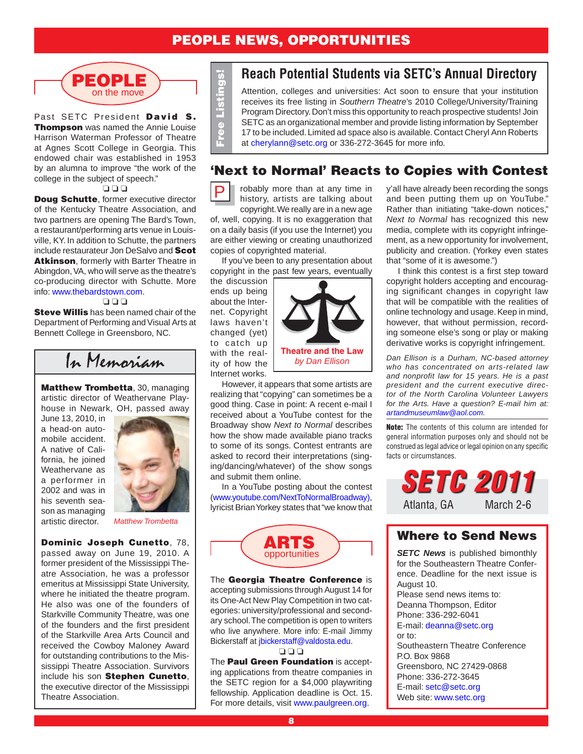# PEOPLE NEWS, OPPORTUNITIES

## PEOPLE on the move

Past SETC President **David S. Thompson** was named the Annie Louise Harrison Waterman Professor of Theatre at Agnes Scott College in Georgia. This endowed chair was established in 1953 by an alumna to improve "the work of the college in the subject of speech."

❑ ❑ ❑

**Doug Schutte**, former executive director of the Kentucky Theatre Association, and two partners are opening The Bard's Town, a restaurant/performing arts venue in Louisville, KY. In addition to Schutte, the partners include restaurateur Jon DeSalvo and **Scot Atkinson**, formerly with Barter Theatre in Abingdon, VA, who will serve as the theatre's co-producing director with Schutte. More info: www.thebardstown.com.

❑ ❑ ❑

**Steve Willis** has been named chair of the Department of Performing and Visual Arts at Bennett College in Greensboro, NC.

## In Memoriam

**Matthew Trombetta**, 30, managing artistic director of Weathervane Playhouse in Newark, OH, passed away June 13, 2010, in a head-on automobile accident. A native of California, he joined Weathervane as a performer in 2002 and was in his seventh season as managing artistic director.

*Matthew Trombetta*

**Dominic Joseph Cunetto**, 78, passed away on June 19, 2010. A former president of the Mississippi Theatre Association, he was a professor emeritus at Mississippi State University, where he initiated the theatre program. He also was one of the founders of Starkville Community Theatre, was one of the founders and the first president of the Starkville Area Arts Council and received the Cowboy Maloney Award for outstanding contributions to the Mississippi Theatre Association. Survivors include his son **Stephen Cunetto**, the executive director of the Mississippi Theatre Association.

## Free Listings!

### Reach Potential Students via SETC's Annual Directory

Attention, colleges and universities: Act soon to ensure that your institution receives its free listing in *Southern Theatre*'s 2010 College/University/Training Program Directory. Don't miss this opportunity to reach prospective students! Join SETC as an organizational member and provide listing information by September 17 to be included. Limited ad space also is available. Contact Cheryl Ann Roberts at cherylann@setc.org or 336-272-3645 for more info.

## 'Next to Normal' Reacts to Copies with Contest

**Theatre and the Law**
*by Dan Ellison*

Probably more than at any time in history, artists are talking about copyright. We really are in a new age of, well, copying. It is no exaggeration that on a daily basis (if you use the Internet) you are either viewing or creating unauthorized copies of copyrighted material.

If you've been to any presentation about copyright in the past few years, eventually the discussion ends up being about the Internet. Copyright laws haven't changed (yet) to catch up with the reality of how the Internet works.

However, it appears that some artists are realizing that "copying" can sometimes be a good thing. Case in point: A recent e-mail I received about a YouTube contest for the Broadway show *Next to Normal* describes how the show made available piano tracks to some of its songs. Contest entrants are asked to record their interpretations (singing/dancing/whatever) of the show songs and submit them online.

In a YouTube posting about the contest (www.youtube.com/NextToNormalBroadway), lyricist Brian Yorkey states that "we know that y'all have already been recording the songs and been putting them up on YouTube." Rather than initiating "take-down notices," *Next to Normal* has recognized this new media, complete with its copyright infringement, as a new opportunity for involvement, publicity and creation. (Yorkey even states that "some of it is awesome.")

I think this contest is a first step toward copyright holders accepting and encouraging significant changes in copyright law that will be compatible with the realities of online technology and usage. Keep in mind, however, that without permission, recording someone else's song or play or making derivative works is copyright infringement.

*Dan Ellison is a Durham, NC-based attorney who has concentrated on arts-related law and nonprofit law for 15 years. He is a past president and the current executive director of the North Carolina Volunteer Lawyers for the Arts. Have a question? E-mail him at: artandmuseumlaw@aol.com.*

**Note:** The contents of this column are intended for general information purposes only and should not be construed as legal advice or legal opinion on any specific facts or circumstances.

## ARTS opportunities

The **Georgia Theatre Conference** is accepting submissions through August 14 for its One-Act New Play Competition in two categories: university/professional and secondary school. The competition is open to writers who live anywhere. More info: E-mail Jimmy Bickerstaff at jbickerstaff@valdosta.edu.

❑ ❑ ❑

The **Paul Green Foundation** is accepting applications from theatre companies in the SETC region for a $4,000 playwriting fellowship. Application deadline is Oct. 15. For more details, visit www.paulgreen.org.

**SETC 2011**
Atlanta, GA March 2-6

## Where to Send News

***SETC News*** is published bimonthly for the Southeastern Theatre Conference. Deadline for the next issue is August 10.

Please send news items to:
Deanna Thompson, Editor
Phone: 336-292-6041
E-mail: deanna@setc.org
or to:
Southeastern Theatre Conference
P.O. Box 9868
Greensboro, NC 27429-0868
Phone: 336-272-3645
E-mail: setc@setc.org
Web site: www.setc.org